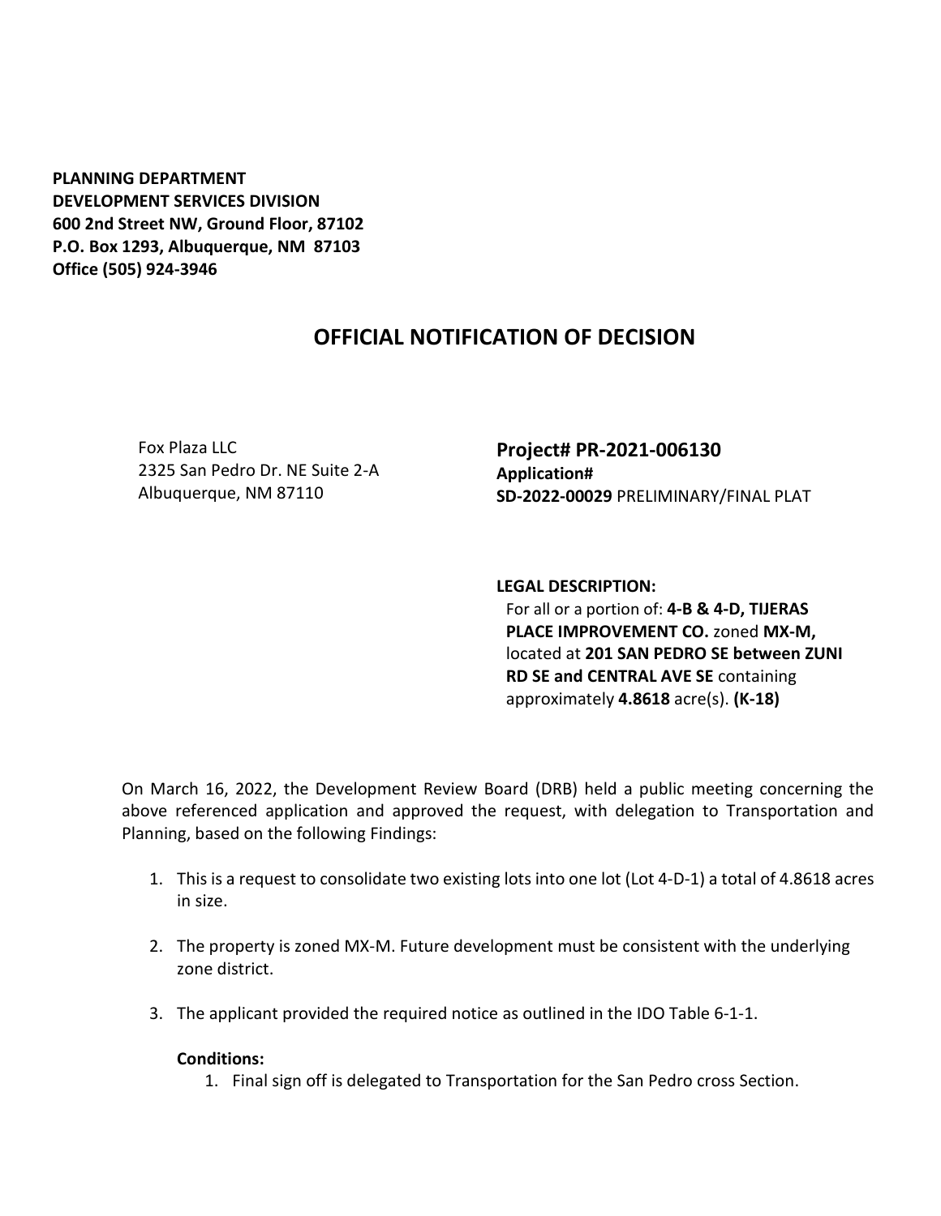**PLANNING DEPARTMENT**
**DEVELOPMENT SERVICES DIVISION**
**600 2nd Street NW, Ground Floor, 87102**
**P.O. Box 1293, Albuquerque, NM 87103**
**Office (505) 924-3946**

# OFFICIAL NOTIFICATION OF DECISION

Fox Plaza LLC
2325 San Pedro Dr. NE Suite 2-A
Albuquerque, NM 87110

**Project# PR-2021-006130**
**Application#**
**SD-2022-00029** PRELIMINARY/FINAL PLAT

**LEGAL DESCRIPTION:**
For all or a portion of: **4-B & 4-D, TIJERAS PLACE IMPROVEMENT CO.** zoned **MX-M,** located at **201 SAN PEDRO SE between ZUNI RD SE and CENTRAL AVE SE** containing approximately **4.8618** acre(s). **(K-18)**

On March 16, 2022, the Development Review Board (DRB) held a public meeting concerning the above referenced application and approved the request, with delegation to Transportation and Planning, based on the following Findings:

1. This is a request to consolidate two existing lots into one lot (Lot 4-D-1) a total of 4.8618 acres in size.
2. The property is zoned MX-M. Future development must be consistent with the underlying zone district.
3. The applicant provided the required notice as outlined in the IDO Table 6-1-1.

**Conditions:**

1. Final sign off is delegated to Transportation for the San Pedro cross Section.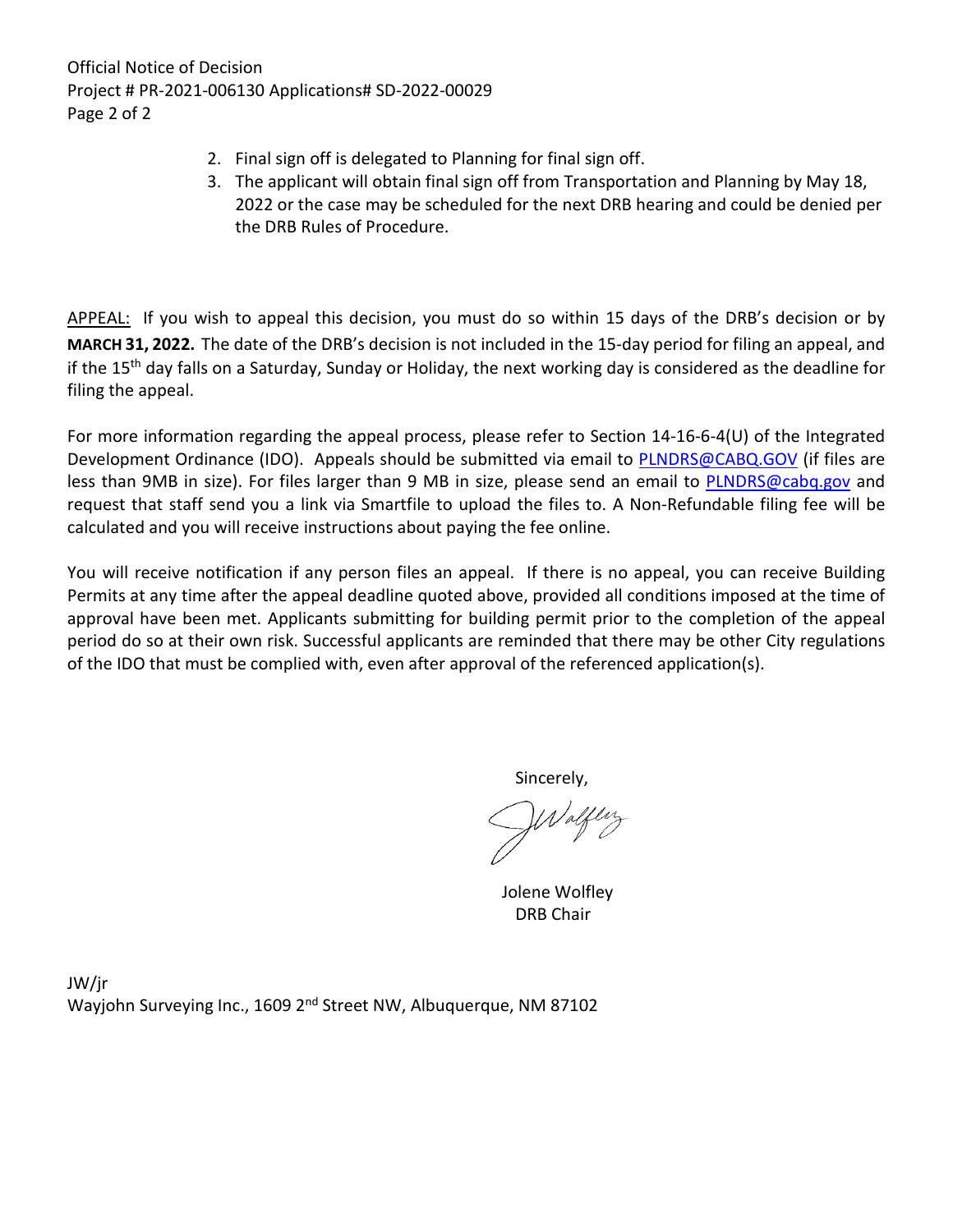2. Final sign off is delegated to Planning for final sign off.
3. The applicant will obtain final sign off from Transportation and Planning by May 18, 2022 or the case may be scheduled for the next DRB hearing and could be denied per the DRB Rules of Procedure.

APPEAL: If you wish to appeal this decision, you must do so within 15 days of the DRB's decision or by **MARCH 31, 2022.** The date of the DRB's decision is not included in the 15-day period for filing an appeal, and if the 15th day falls on a Saturday, Sunday or Holiday, the next working day is considered as the deadline for filing the appeal.

For more information regarding the appeal process, please refer to Section 14-16-6-4(U) of the Integrated Development Ordinance (IDO). Appeals should be submitted via email to PLNDRS@CABQ.GOV (if files are less than 9MB in size). For files larger than 9 MB in size, please send an email to PLNDRS@cabq.gov and request that staff send you a link via Smartfile to upload the files to. A Non-Refundable filing fee will be calculated and you will receive instructions about paying the fee online.

You will receive notification if any person files an appeal. If there is no appeal, you can receive Building Permits at any time after the appeal deadline quoted above, provided all conditions imposed at the time of approval have been met. Applicants submitting for building permit prior to the completion of the appeal period do so at their own risk. Successful applicants are reminded that there may be other City regulations of the IDO that must be complied with, even after approval of the referenced application(s).

Sincerely,

JWolfley

Jolene Wolfley
DRB Chair

JW/jr
Wayjohn Surveying Inc., 1609 2nd Street NW, Albuquerque, NM 87102